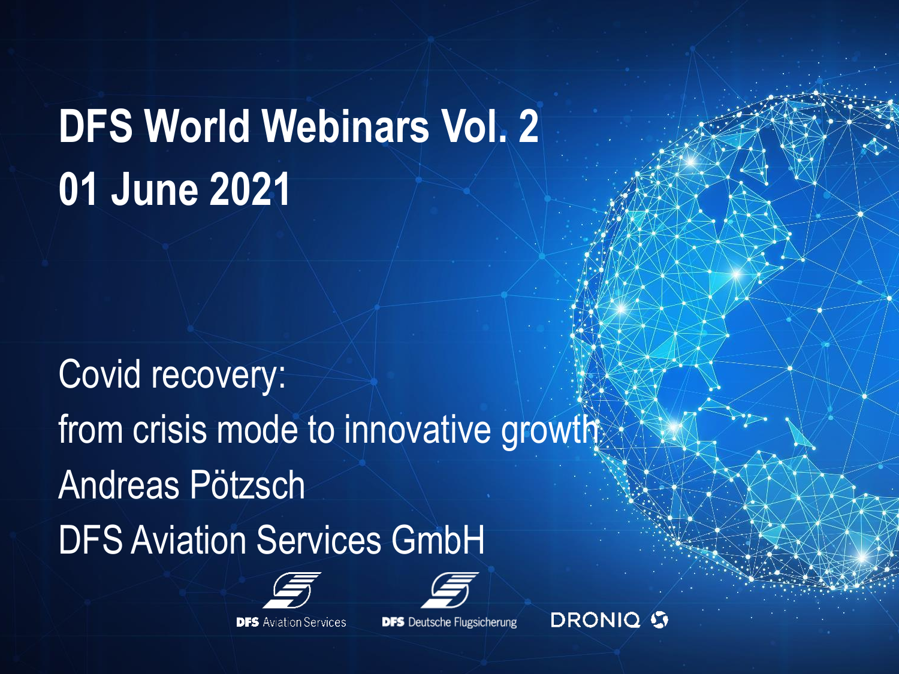# DFS World Webinars Vol. 2
# 01 June 2021

Covid recovery:

from crisis mode to innovative growth

Andreas Pötzsch

DFS Aviation Services GmbH

DFS Aviation Services

DFS Deutsche Flugsicherung

DRONIQ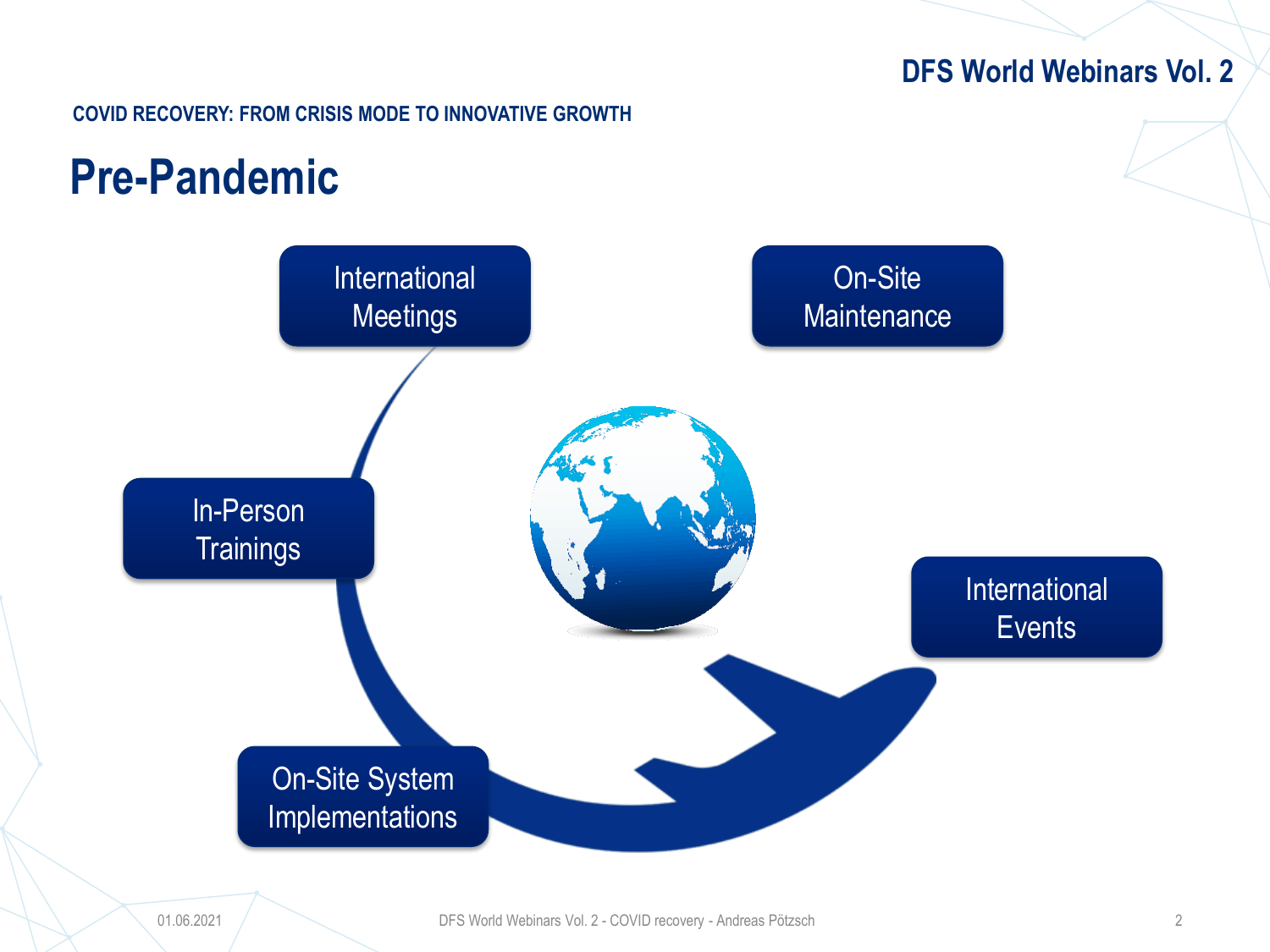COVID RECOVERY: FROM CRISIS MODE TO INNOVATIVE GROWTH

# Pre-Pandemic

- International Meetings
- On-Site Maintenance
- In-Person Trainings
- International Events
- On-Site System Implementations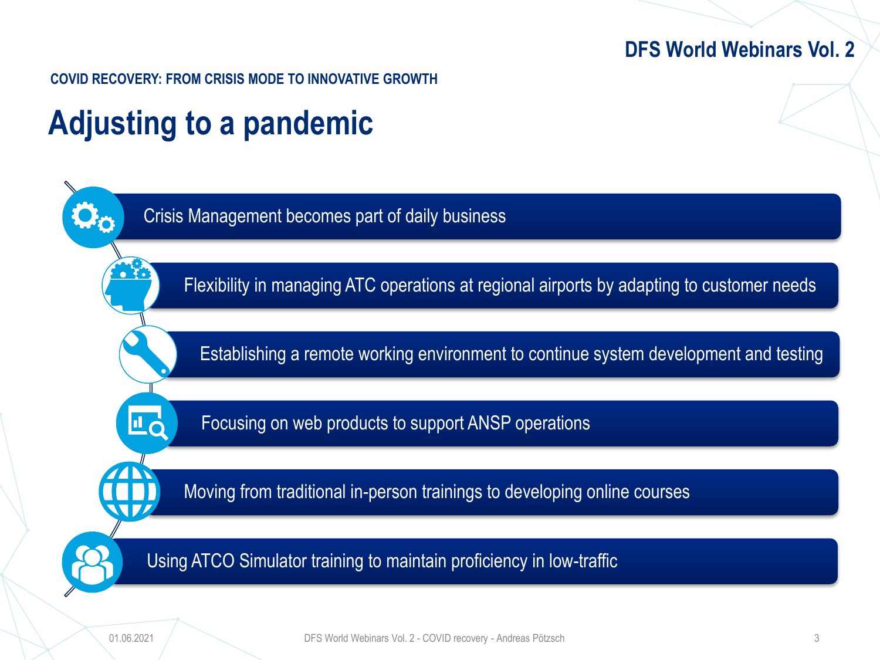COVID RECOVERY: FROM CRISIS MODE TO INNOVATIVE GROWTH

# Adjusting to a pandemic

- Crisis Management becomes part of daily business
- Flexibility in managing ATC operations at regional airports by adapting to customer needs
- Establishing a remote working environment to continue system development and testing
- Focusing on web products to support ANSP operations
- Moving from traditional in-person trainings to developing online courses
- Using ATCO Simulator training to maintain proficiency in low-traffic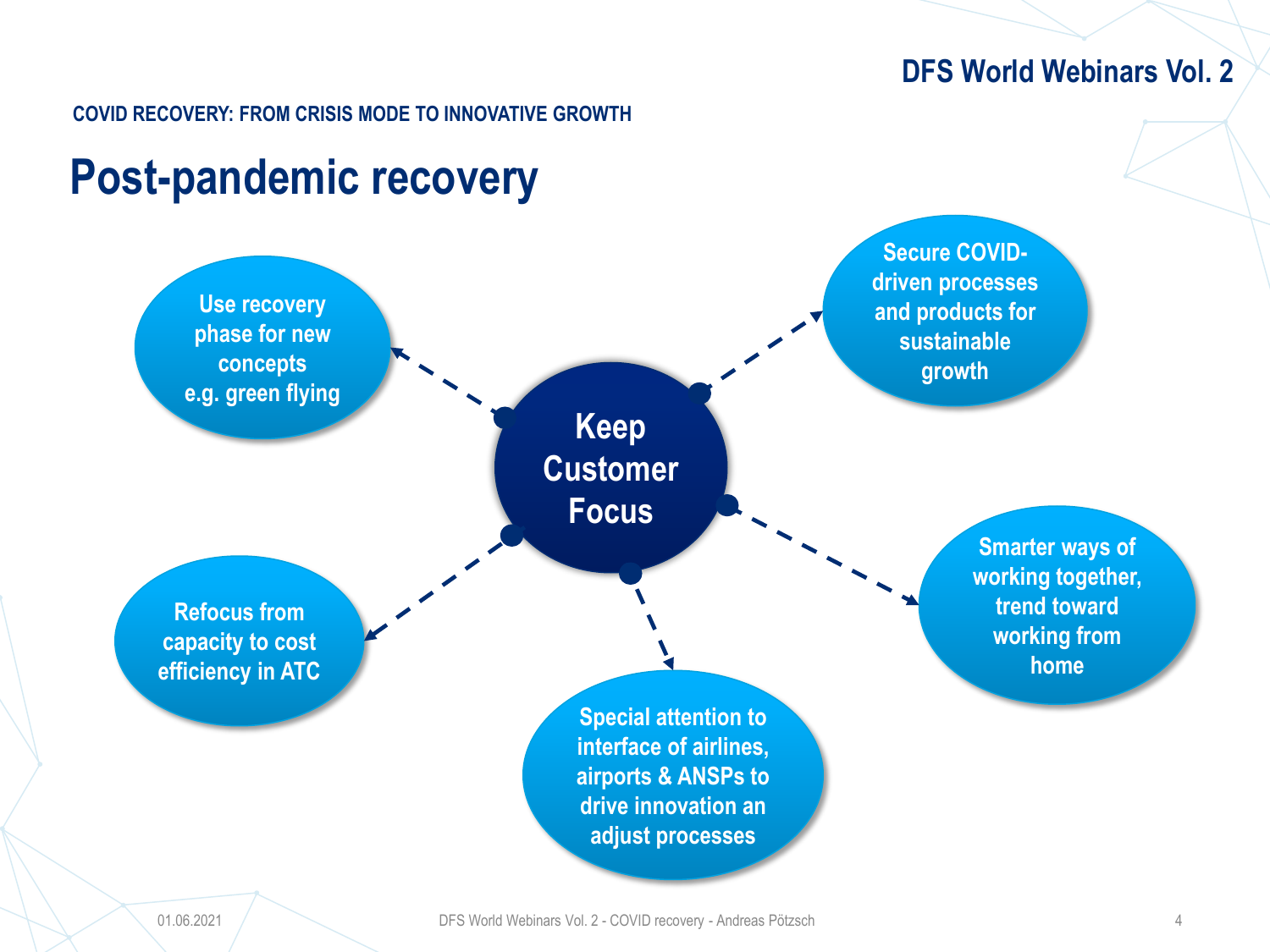COVID RECOVERY: FROM CRISIS MODE TO INNOVATIVE GROWTH

# Post-pandemic recovery

Keep Customer Focus

Use recovery phase for new concepts e.g. green flying

Secure COVID-driven processes and products for sustainable growth

Refocus from capacity to cost efficiency in ATC

Smarter ways of working together, trend toward working from home

Special attention to interface of airlines, airports & ANSPs to drive innovation an adjust processes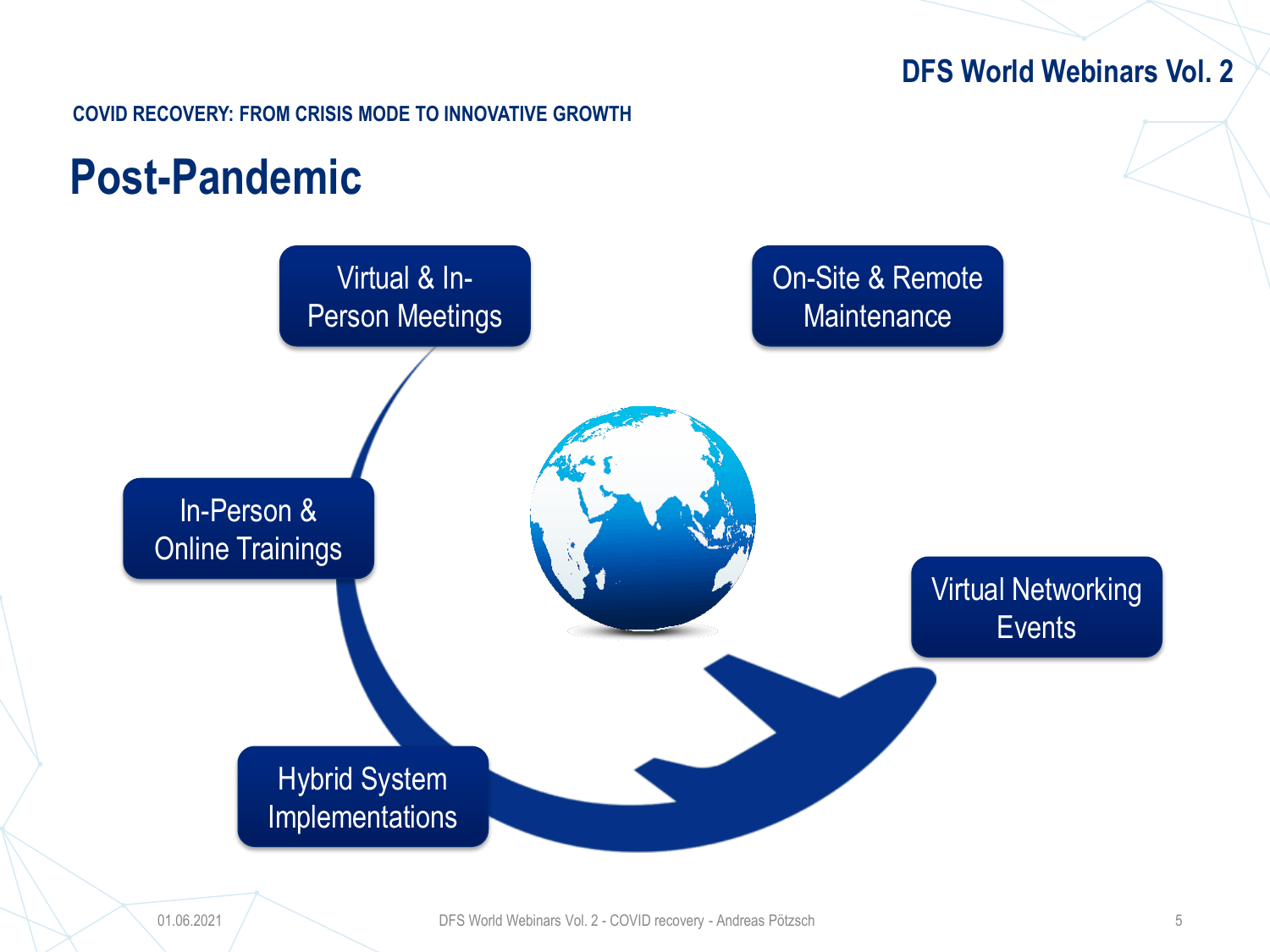COVID RECOVERY: FROM CRISIS MODE TO INNOVATIVE GROWTH

# Post-Pandemic

Virtual & In-Person Meetings

On-Site & Remote Maintenance

In-Person & Online Trainings

Virtual Networking Events

Hybrid System Implementations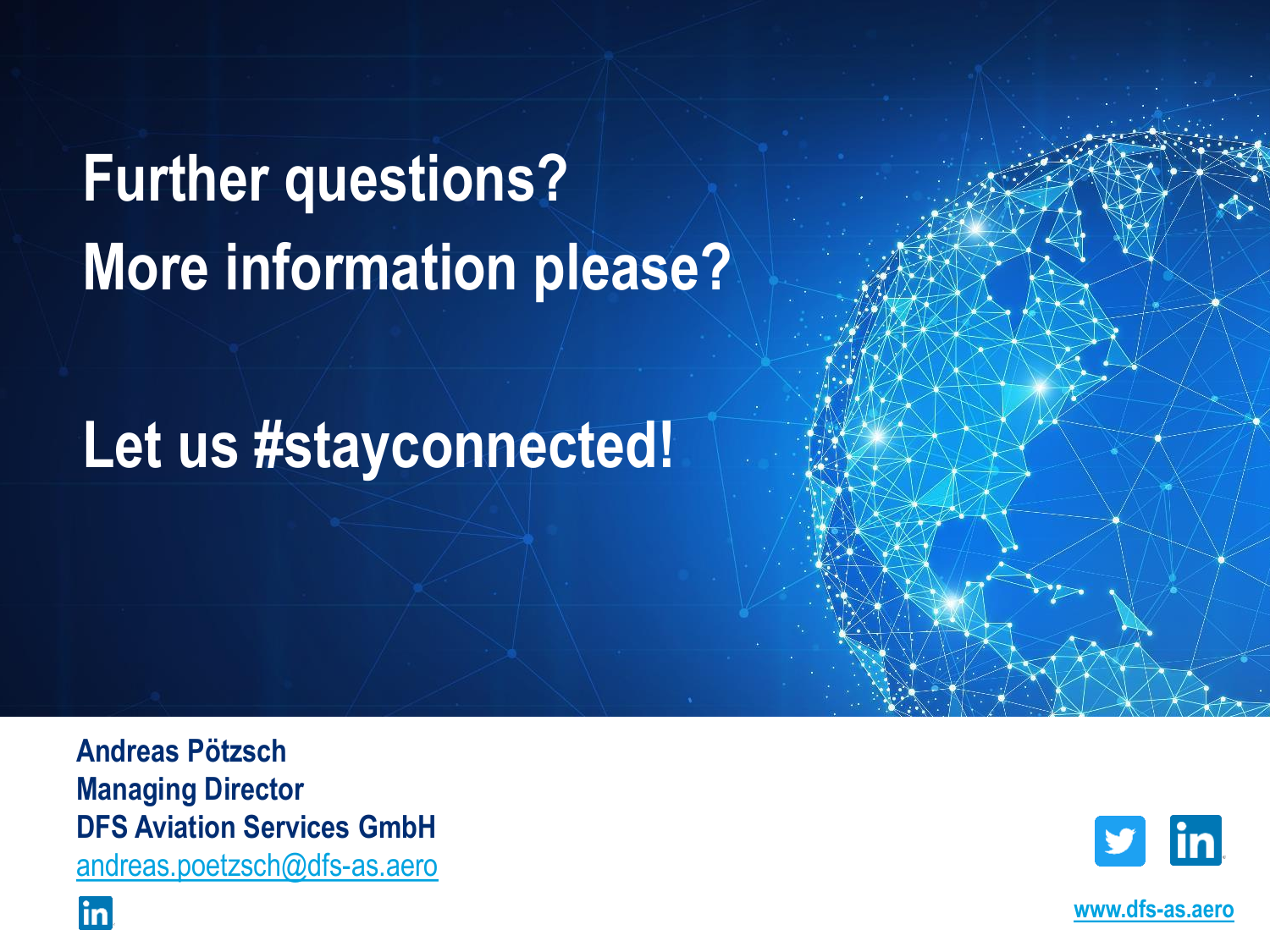# Further questions?
# More information please?

# Let us #stayconnected!

**Andreas Pötzsch**
**Managing Director**
**DFS Aviation Services GmbH**
andreas.poetzsch@dfs-as.aero

**www.dfs-as.aero**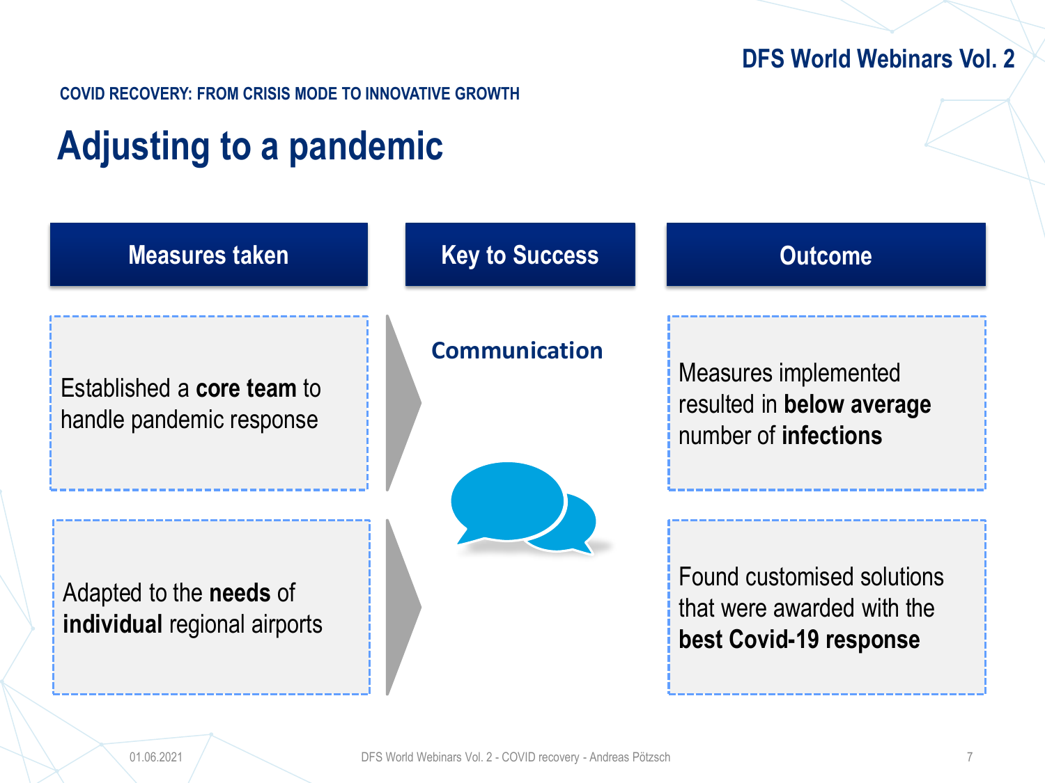COVID RECOVERY: FROM CRISIS MODE TO INNOVATIVE GROWTH

# Adjusting to a pandemic

| Measures taken | Key to Success | Outcome |
| --- | --- | --- |
| Established a **core team** to handle pandemic response | **Communication** | Measures implemented resulted in **below average** number of **infections** |
| Adapted to the **needs** of **individual** regional airports | | Found customised solutions that were awarded with the **best Covid-19 response** |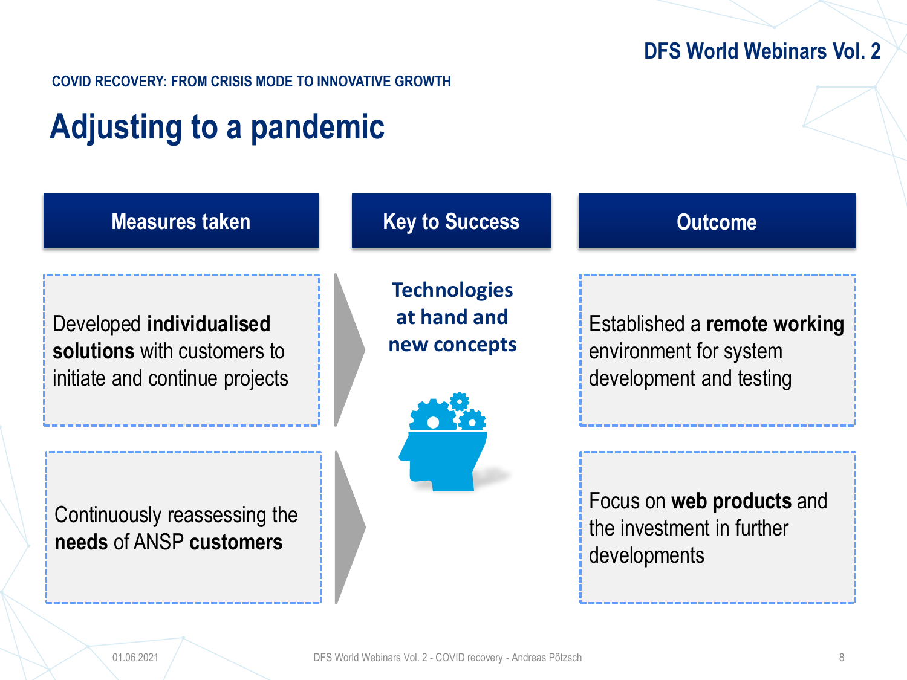COVID RECOVERY: FROM CRISIS MODE TO INNOVATIVE GROWTH

# Adjusting to a pandemic

| Measures taken | Key to Success | Outcome |
| --- | --- | --- |
| Developed **individualised solutions** with customers to initiate and continue projects | **Technologies at hand and new concepts** | Established a **remote working** environment for system development and testing |
| Continuously reassessing the **needs** of ANSP **customers** | | Focus on **web products** and the investment in further developments |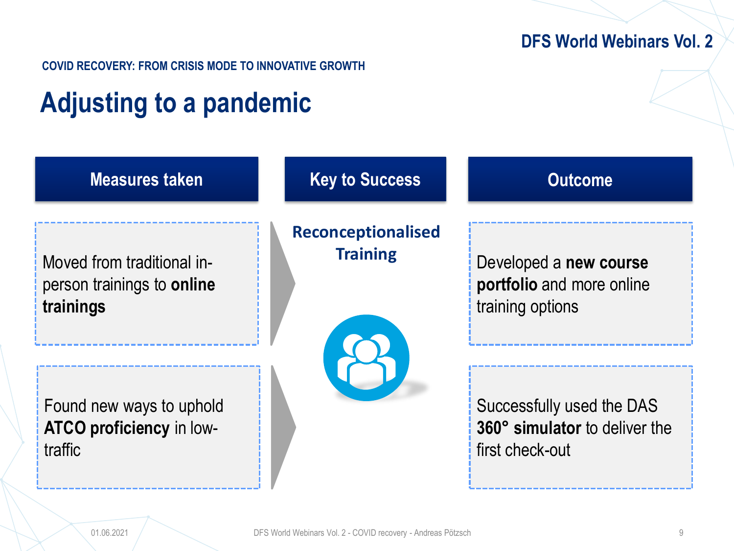COVID RECOVERY: FROM CRISIS MODE TO INNOVATIVE GROWTH

# Adjusting to a pandemic

| Measures taken | Key to Success | Outcome |
| --- | --- | --- |
| Moved from traditional in-person trainings to **online trainings** | **Reconceptionalised Training** | Developed a **new course portfolio** and more online training options |
| Found new ways to uphold **ATCO proficiency** in low-traffic | | Successfully used the DAS **360° simulator** to deliver the first check-out |